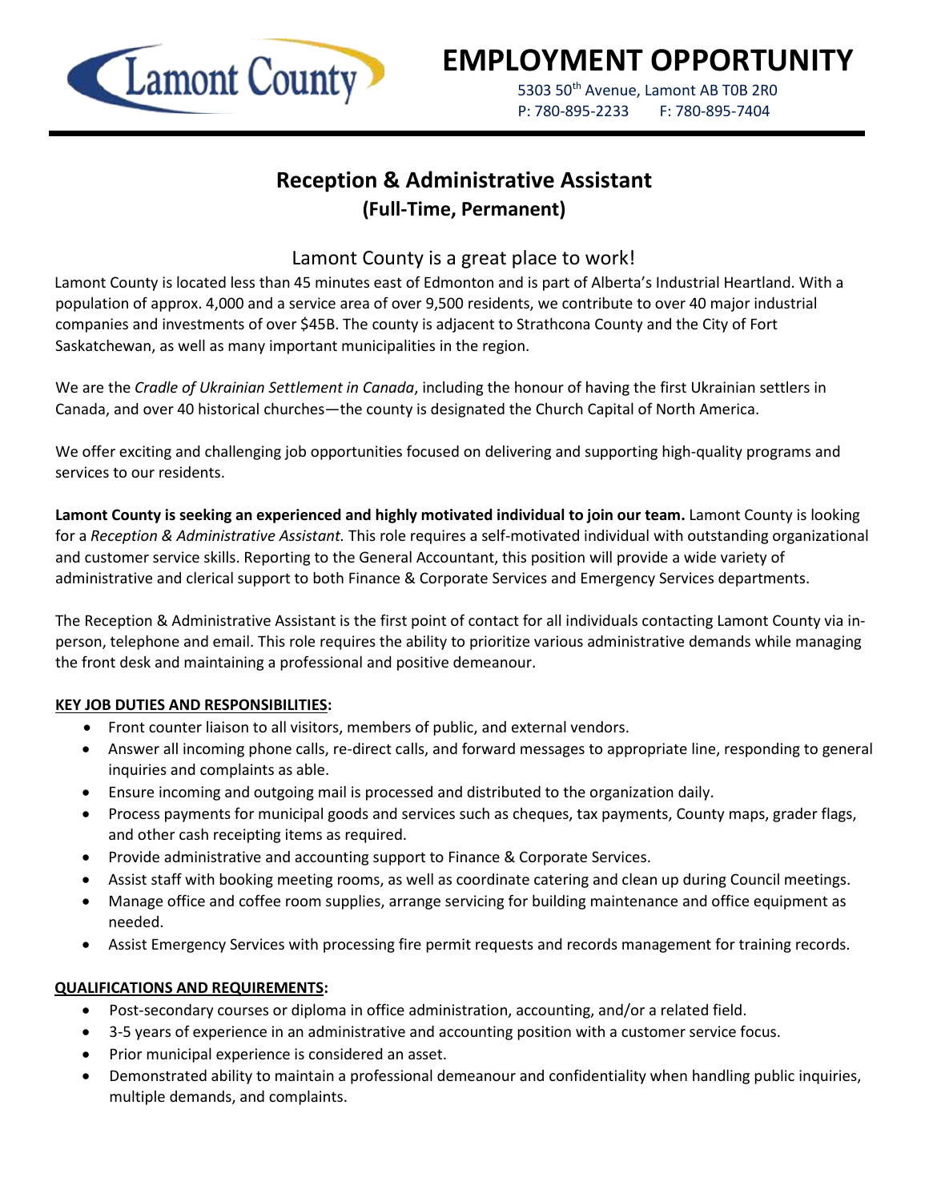# EMPLOYMENT OPPORTUNITY

5303 50th Avenue, Lamont AB T0B 2R0
P: 780-895-2233 F: 780-895-7404

## Reception & Administrative Assistant
### (Full-Time, Permanent)

Lamont County is a great place to work!

Lamont County is located less than 45 minutes east of Edmonton and is part of Alberta's Industrial Heartland. With a population of approx. 4,000 and a service area of over 9,500 residents, we contribute to over 40 major industrial companies and investments of over $45B. The county is adjacent to Strathcona County and the City of Fort Saskatchewan, as well as many important municipalities in the region.

We are the *Cradle of Ukrainian Settlement in Canada*, including the honour of having the first Ukrainian settlers in Canada, and over 40 historical churches—the county is designated the Church Capital of North America.

We offer exciting and challenging job opportunities focused on delivering and supporting high-quality programs and services to our residents.

**Lamont County is seeking an experienced and highly motivated individual to join our team.** Lamont County is looking for a *Reception & Administrative Assistant.* This role requires a self-motivated individual with outstanding organizational and customer service skills. Reporting to the General Accountant, this position will provide a wide variety of administrative and clerical support to both Finance & Corporate Services and Emergency Services departments.

The Reception & Administrative Assistant is the first point of contact for all individuals contacting Lamont County via in-person, telephone and email. This role requires the ability to prioritize various administrative demands while managing the front desk and maintaining a professional and positive demeanour.

**KEY JOB DUTIES AND RESPONSIBILITIES:**

- Front counter liaison to all visitors, members of public, and external vendors.
- Answer all incoming phone calls, re-direct calls, and forward messages to appropriate line, responding to general inquiries and complaints as able.
- Ensure incoming and outgoing mail is processed and distributed to the organization daily.
- Process payments for municipal goods and services such as cheques, tax payments, County maps, grader flags, and other cash receipting items as required.
- Provide administrative and accounting support to Finance & Corporate Services.
- Assist staff with booking meeting rooms, as well as coordinate catering and clean up during Council meetings.
- Manage office and coffee room supplies, arrange servicing for building maintenance and office equipment as needed.
- Assist Emergency Services with processing fire permit requests and records management for training records.

**QUALIFICATIONS AND REQUIREMENTS:**

- Post-secondary courses or diploma in office administration, accounting, and/or a related field.
- 3-5 years of experience in an administrative and accounting position with a customer service focus.
- Prior municipal experience is considered an asset.
- Demonstrated ability to maintain a professional demeanour and confidentiality when handling public inquiries, multiple demands, and complaints.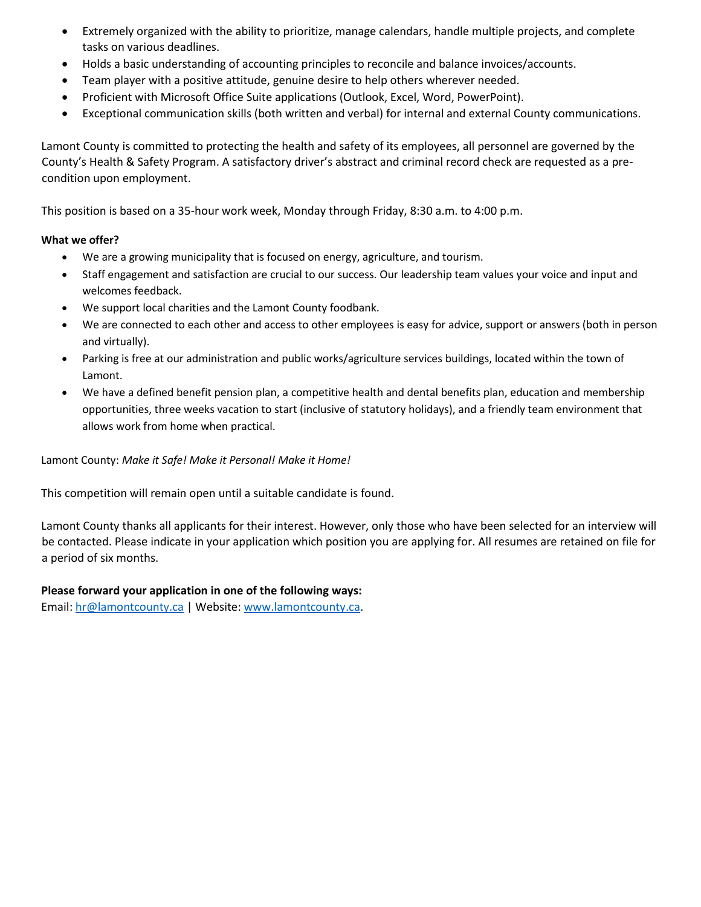- Extremely organized with the ability to prioritize, manage calendars, handle multiple projects, and complete tasks on various deadlines.
- Holds a basic understanding of accounting principles to reconcile and balance invoices/accounts.
- Team player with a positive attitude, genuine desire to help others wherever needed.
- Proficient with Microsoft Office Suite applications (Outlook, Excel, Word, PowerPoint).
- Exceptional communication skills (both written and verbal) for internal and external County communications.

Lamont County is committed to protecting the health and safety of its employees, all personnel are governed by the County's Health & Safety Program. A satisfactory driver's abstract and criminal record check are requested as a pre-condition upon employment.

This position is based on a 35-hour work week, Monday through Friday, 8:30 a.m. to 4:00 p.m.

**What we offer?**

- We are a growing municipality that is focused on energy, agriculture, and tourism.
- Staff engagement and satisfaction are crucial to our success. Our leadership team values your voice and input and welcomes feedback.
- We support local charities and the Lamont County foodbank.
- We are connected to each other and access to other employees is easy for advice, support or answers (both in person and virtually).
- Parking is free at our administration and public works/agriculture services buildings, located within the town of Lamont.
- We have a defined benefit pension plan, a competitive health and dental benefits plan, education and membership opportunities, three weeks vacation to start (inclusive of statutory holidays), and a friendly team environment that allows work from home when practical.

Lamont County: *Make it Safe! Make it Personal! Make it Home!*

This competition will remain open until a suitable candidate is found.

Lamont County thanks all applicants for their interest. However, only those who have been selected for an interview will be contacted. Please indicate in your application which position you are applying for. All resumes are retained on file for a period of six months.

**Please forward your application in one of the following ways:**

Email: hr@lamontcounty.ca | Website: www.lamontcounty.ca.